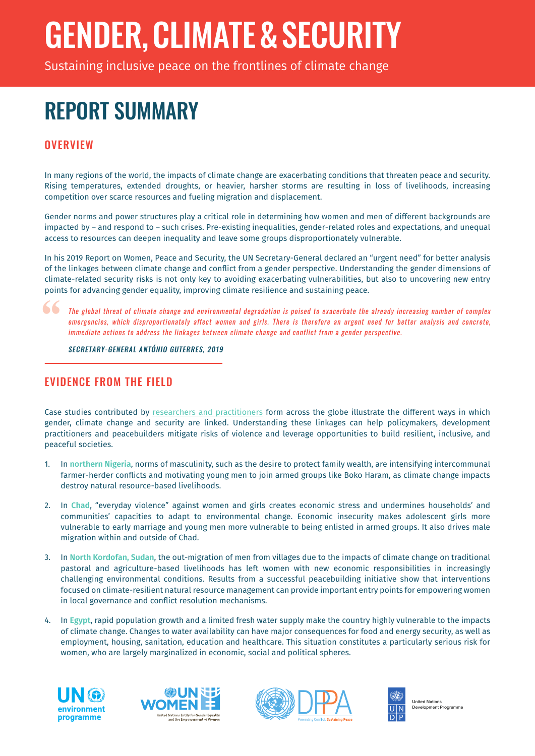# GENDER, CLIMATE & SECURITY

Sustaining inclusive peace on the frontlines of climate change

# REPORT SUMMARY

## OVERVIEW

In many regions of the world, the impacts of climate change are exacerbating conditions that threaten peace and security. Rising temperatures, extended droughts, or heavier, harsher storms are resulting in loss of livelihoods, increasing competition over scarce resources and fueling migration and displacement.

Gender norms and power structures play a critical role in determining how women and men of different backgrounds are impacted by – and respond to – such crises. Pre-existing inequalities, gender-related roles and expectations, and unequal access to resources can deepen inequality and leave some groups disproportionately vulnerable.

In his 2019 Report on Women, Peace and Security, the UN Secretary-General declared an "urgent need" for better analysis of the linkages between climate change and conflict from a gender perspective. Understanding the gender dimensions of climate-related security risks is not only key to avoiding exacerbating vulnerabilities, but also to uncovering new entry points for advancing gender equality, improving climate resilience and sustaining peace.

> *The global threat of climate change and environmental degradation is poised to exacerbate the already increasing number of complex emergencies, which disproportionately affect women and girls. There is therefore an urgent need for better analysis and concrete, immediate actions to address the linkages between climate change and conflict from a gender perspective.*
>
> ***SECRETARY-GENERAL ANTÓNIO GUTERRES, 2019***

## EVIDENCE FROM THE FIELD

Case studies contributed by researchers and practitioners form across the globe illustrate the different ways in which gender, climate change and security are linked. Understanding these linkages can help policymakers, development practitioners and peacebuilders mitigate risks of violence and leverage opportunities to build resilient, inclusive, and peaceful societies.

1. In **northern Nigeria**, norms of masculinity, such as the desire to protect family wealth, are intensifying intercommunal farmer-herder conflicts and motivating young men to join armed groups like Boko Haram, as climate change impacts destroy natural resource-based livelihoods.

2. In **Chad**, "everyday violence" against women and girls creates economic stress and undermines households' and communities' capacities to adapt to environmental change. Economic insecurity makes adolescent girls more vulnerable to early marriage and young men more vulnerable to being enlisted in armed groups. It also drives male migration within and outside of Chad.

3. In **North Kordofan, Sudan**, the out-migration of men from villages due to the impacts of climate change on traditional pastoral and agriculture-based livelihoods has left women with new economic responsibilities in increasingly challenging environmental conditions. Results from a successful peacebuilding initiative show that interventions focused on climate-resilient natural resource management can provide important entry points for empowering women in local governance and conflict resolution mechanisms.

4. In **Egypt**, rapid population growth and a limited fresh water supply make the country highly vulnerable to the impacts of climate change. Changes to water availability can have major consequences for food and energy security, as well as employment, housing, sanitation, education and healthcare. This situation constitutes a particularly serious risk for women, who are largely marginalized in economic, social and political spheres.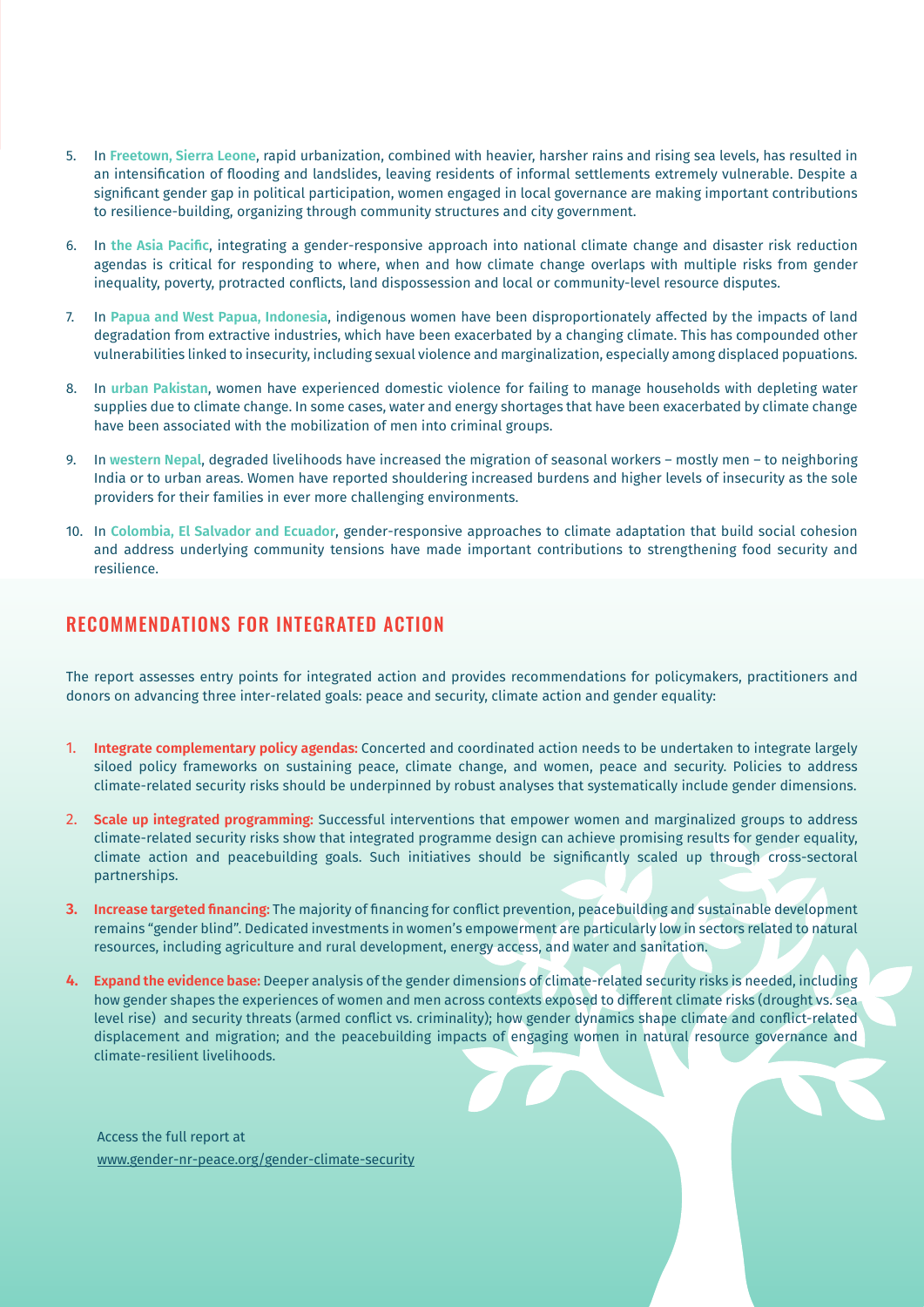5. In **Freetown, Sierra Leone**, rapid urbanization, combined with heavier, harsher rains and rising sea levels, has resulted in an intensification of flooding and landslides, leaving residents of informal settlements extremely vulnerable. Despite a significant gender gap in political participation, women engaged in local governance are making important contributions to resilience-building, organizing through community structures and city government.

6. In **the Asia Pacific**, integrating a gender-responsive approach into national climate change and disaster risk reduction agendas is critical for responding to where, when and how climate change overlaps with multiple risks from gender inequality, poverty, protracted conflicts, land dispossession and local or community-level resource disputes.

7. In **Papua and West Papua, Indonesia**, indigenous women have been disproportionately affected by the impacts of land degradation from extractive industries, which have been exacerbated by a changing climate. This has compounded other vulnerabilities linked to insecurity, including sexual violence and marginalization, especially among displaced popuations.

8. In **urban Pakistan**, women have experienced domestic violence for failing to manage households with depleting water supplies due to climate change. In some cases, water and energy shortages that have been exacerbated by climate change have been associated with the mobilization of men into criminal groups.

9. In **western Nepal**, degraded livelihoods have increased the migration of seasonal workers – mostly men – to neighboring India or to urban areas. Women have reported shouldering increased burdens and higher levels of insecurity as the sole providers for their families in ever more challenging environments.

10. In **Colombia, El Salvador and Ecuador**, gender-responsive approaches to climate adaptation that build social cohesion and address underlying community tensions have made important contributions to strengthening food security and resilience.

## RECOMMENDATIONS FOR INTEGRATED ACTION

The report assesses entry points for integrated action and provides recommendations for policymakers, practitioners and donors on advancing three inter-related goals: peace and security, climate action and gender equality:

1. **Integrate complementary policy agendas:** Concerted and coordinated action needs to be undertaken to integrate largely siloed policy frameworks on sustaining peace, climate change, and women, peace and security. Policies to address climate-related security risks should be underpinned by robust analyses that systematically include gender dimensions.

2. **Scale up integrated programming:** Successful interventions that empower women and marginalized groups to address climate-related security risks show that integrated programme design can achieve promising results for gender equality, climate action and peacebuilding goals. Such initiatives should be significantly scaled up through cross-sectoral partnerships.

3. **Increase targeted financing:** The majority of financing for conflict prevention, peacebuilding and sustainable development remains "gender blind". Dedicated investments in women's empowerment are particularly low in sectors related to natural resources, including agriculture and rural development, energy access, and water and sanitation.

4. **Expand the evidence base:** Deeper analysis of the gender dimensions of climate-related security risks is needed, including how gender shapes the experiences of women and men across contexts exposed to different climate risks (drought vs. sea level rise) and security threats (armed conflict vs. criminality); how gender dynamics shape climate and conflict-related displacement and migration; and the peacebuilding impacts of engaging women in natural resource governance and climate-resilient livelihoods.

Access the full report at
www.gender-nr-peace.org/gender-climate-security